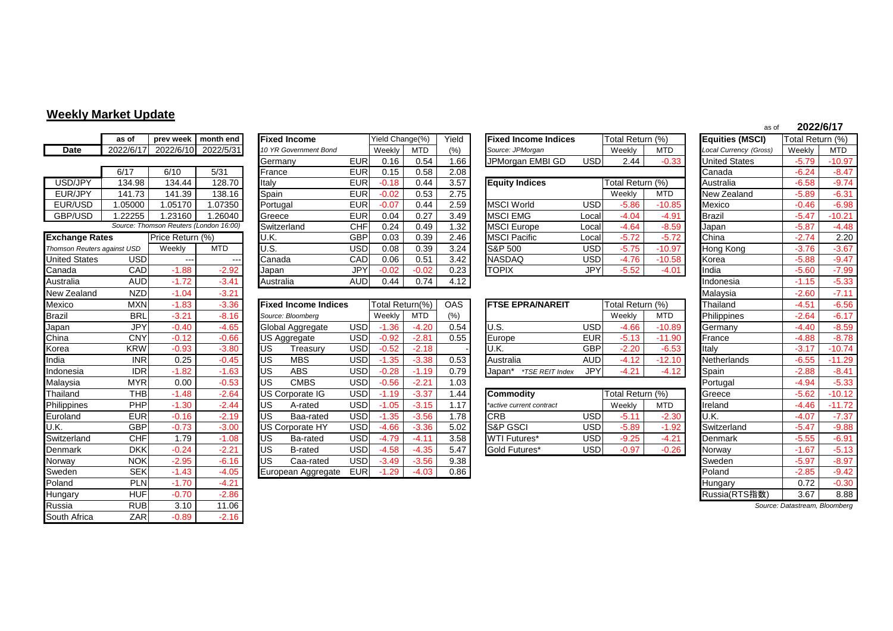## Weekly Market Update

as of **2022/6/17**

| | as of | prev week | month end |
|---|---|---|---|
| **Date** | 2022/6/17 | 2022/6/10 | 2022/5/31 |

| | 6/17 | 6/10 | 5/31 |
|---|---|---|---|
| USD/JPY | 134.98 | 134.44 | 128.70 |
| EUR/JPY | 141.73 | 141.39 | 138.16 |
| EUR/USD | 1.05000 | 1.05170 | 1.07350 |
| GBP/USD | 1.22255 | 1.23160 | 1.26040 |

*Source: Thomson Reuters (London 16:00)*

| **Exchange Rates** | | Price Return (%) | |
|---|---|---|---|
| *Thomson Reuters against USD* | | Weekly | MTD |
| United States | USD | --- | --- |
| Canada | CAD | -1.88 | -2.92 |
| Australia | AUD | -1.72 | -3.41 |
| New Zealand | NZD | -1.04 | -3.21 |
| Mexico | MXN | -1.83 | -3.36 |
| Brazil | BRL | -3.21 | -8.16 |
| Japan | JPY | -0.40 | -4.65 |
| China | CNY | -0.12 | -0.66 |
| Korea | KRW | -0.93 | -3.80 |
| India | INR | 0.25 | -0.45 |
| Indonesia | IDR | -1.82 | -1.63 |
| Malaysia | MYR | 0.00 | -0.53 |
| Thailand | THB | -1.48 | -2.64 |
| Philippines | PHP | -1.30 | -2.44 |
| Euroland | EUR | -0.16 | -2.19 |
| U.K. | GBP | -0.73 | -3.00 |
| Switzerland | CHF | 1.79 | -1.08 |
| Denmark | DKK | -0.24 | -2.21 |
| Norway | NOK | -2.95 | -6.16 |
| Sweden | SEK | -1.43 | -4.05 |
| Poland | PLN | -1.70 | -4.21 |
| Hungary | HUF | -0.70 | -2.86 |
| Russia | RUB | 3.10 | 11.06 |
| South Africa | ZAR | -0.89 | -2.16 |

| **Fixed Income** | | Yield Change(%) | | Yield |
|---|---|---|---|---|
| *10 YR Government Bond* | | Weekly | MTD | (%) |
| Germany | EUR | 0.16 | 0.54 | 1.66 |
| France | EUR | 0.15 | 0.58 | 2.08 |
| Italy | EUR | -0.18 | 0.44 | 3.57 |
| Spain | EUR | -0.02 | 0.53 | 2.75 |
| Portugal | EUR | -0.07 | 0.44 | 2.59 |
| Greece | EUR | 0.04 | 0.27 | 3.49 |
| Switzerland | CHF | 0.24 | 0.49 | 1.32 |
| U.K. | GBP | 0.03 | 0.39 | 2.46 |
| U.S. | USD | 0.08 | 0.39 | 3.24 |
| Canada | CAD | 0.06 | 0.51 | 3.42 |
| Japan | JPY | -0.02 | -0.02 | 0.23 |
| Australia | AUD | 0.44 | 0.74 | 4.12 |

| **Fixed Income Indices** | | Total Return(%) | | OAS |
|---|---|---|---|---|
| *Source: Bloomberg* | | Weekly | MTD | (%) |
| Global Aggregate | USD | -1.36 | -4.20 | 0.54 |
| US Aggregate | USD | -0.92 | -2.81 | 0.55 |
| US Treasury | USD | -0.52 | -2.18 | - |
| US MBS | USD | -1.35 | -3.38 | 0.53 |
| US ABS | USD | -0.28 | -1.19 | 0.79 |
| US CMBS | USD | -0.56 | -2.21 | 1.03 |
| US Corporate IG | USD | -1.19 | -3.37 | 1.44 |
| US A-rated | USD | -1.05 | -3.15 | 1.17 |
| US Baa-rated | USD | -1.35 | -3.56 | 1.78 |
| US Corporate HY | USD | -4.66 | -3.36 | 5.02 |
| US Ba-rated | USD | -4.79 | -4.11 | 3.58 |
| US B-rated | USD | -4.58 | -4.35 | 5.47 |
| US Caa-rated | USD | -3.49 | -3.56 | 9.38 |
| European Aggregate | EUR | -1.29 | -4.03 | 0.86 |

| **Fixed Income Indices** | | Total Return (%) | |
|---|---|---|---|
| *Source: JPMorgan* | | Weekly | MTD |
| JPMorgan EMBI GD | USD | 2.44 | -0.33 |

| **Equity Indices** | | Total Return (%) | |
|---|---|---|---|
| | | Weekly | MTD |
| MSCI World | USD | -5.86 | -10.85 |
| MSCI EMG | Local | -4.04 | -4.91 |
| MSCI Europe | Local | -4.64 | -8.59 |
| MSCI Pacific | Local | -5.72 | -5.72 |
| S&P 500 | USD | -5.75 | -10.97 |
| NASDAQ | USD | -4.76 | -10.58 |
| TOPIX | JPY | -5.52 | -4.01 |

| **FTSE EPRA/NAREIT** | | Total Return (%) | |
|---|---|---|---|
| | | Weekly | MTD |
| U.S. | USD | -4.66 | -10.89 |
| Europe | EUR | -5.13 | -11.90 |
| U.K. | GBP | -2.20 | -6.53 |
| Australia | AUD | -4.12 | -12.10 |
| Japan* *TSE REIT Index* | JPY | -4.21 | -4.12 |

| **Commodity** | | Total Return (%) | |
|---|---|---|---|
| *active current contract* | | Weekly | MTD |
| CRB | USD | -5.11 | -2.30 |
| S&P GSCI | USD | -5.89 | -1.92 |
| WTI Futures* | USD | -9.25 | -4.21 |
| Gold Futures* | USD | -0.97 | -0.26 |

| **Equities (MSCI)** | Total Return (%) | |
|---|---|---|
| *Local Currency (Gross)* | Weekly | MTD |
| United States | -5.79 | -10.97 |
| Canada | -6.24 | -8.47 |
| Australia | -6.58 | -9.74 |
| New Zealand | -5.89 | -6.31 |
| Mexico | -0.46 | -6.98 |
| Brazil | -5.47 | -10.21 |
| Japan | -5.87 | -4.48 |
| China | -2.74 | 2.20 |
| Hong Kong | -3.76 | -3.67 |
| Korea | -5.88 | -9.47 |
| India | -5.60 | -7.99 |
| Indonesia | -1.15 | -5.33 |
| Malaysia | -2.60 | -7.11 |
| Thailand | -4.51 | -6.56 |
| Philippines | -2.64 | -6.17 |
| Germany | -4.40 | -8.59 |
| France | -4.88 | -8.78 |
| Italy | -3.17 | -10.74 |
| Netherlands | -6.55 | -11.29 |
| Spain | -2.88 | -8.41 |
| Portugal | -4.94 | -5.33 |
| Greece | -5.62 | -10.12 |
| Ireland | -4.46 | -11.72 |
| U.K. | -4.07 | -7.37 |
| Switzerland | -5.47 | -9.88 |
| Denmark | -5.55 | -6.91 |
| Norway | -1.67 | -5.13 |
| Sweden | -5.97 | -8.97 |
| Poland | -2.85 | -9.42 |
| Hungary | 0.72 | -0.30 |
| Russia(RTS指数) | 3.67 | 8.88 |

*Source: Datastream, Bloomberg*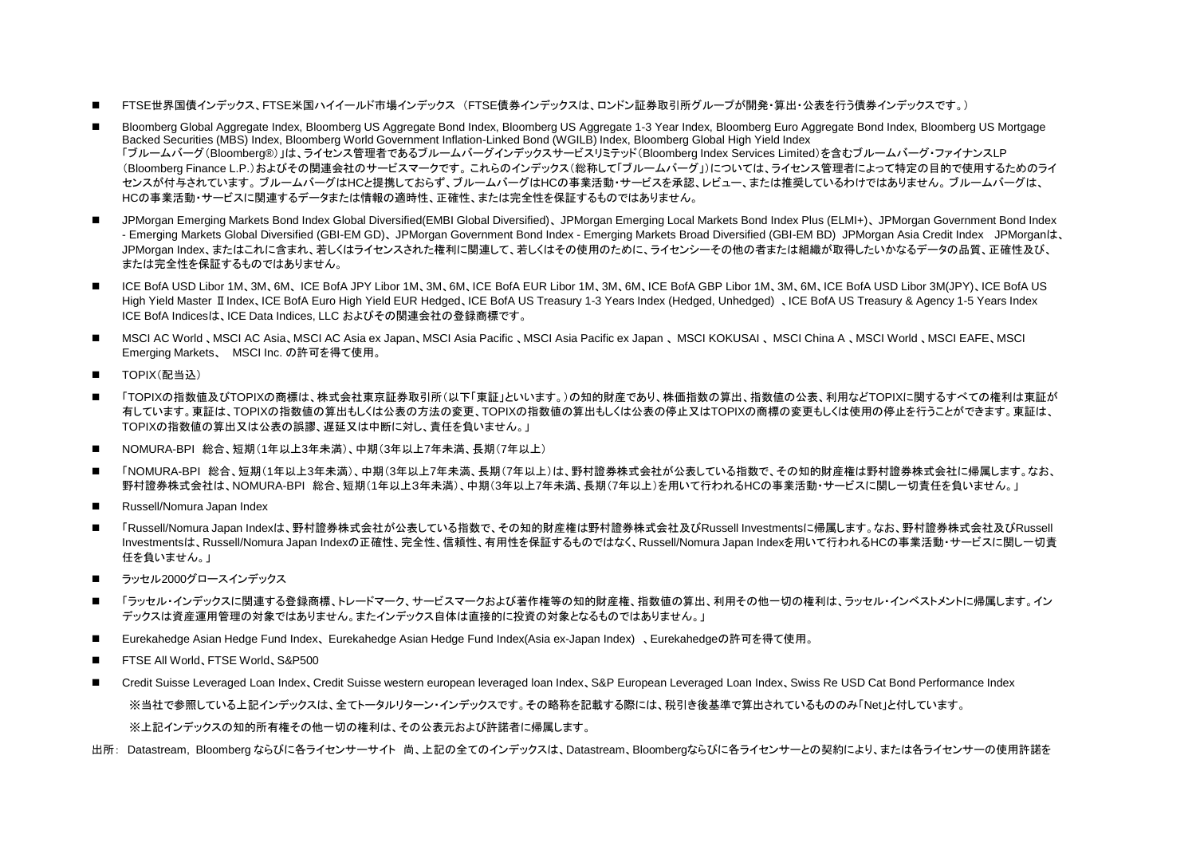- FTSE世界国債インデックス、FTSE米国ハイイールド市場インデックス （FTSE債券インデックスは、ロンドン証券取引所グループが開発・算出・公表を行う債券インデックスです。）

- Bloomberg Global Aggregate Index, Bloomberg US Aggregate Bond Index, Bloomberg US Aggregate 1-3 Year Index, Bloomberg Euro Aggregate Bond Index, Bloomberg US Mortgage Backed Securities (MBS) Index, Bloomberg World Government Inflation-Linked Bond (WGILB) Index, Bloomberg Global High Yield Index
「ブルームバーグ（Bloomberg®）」は、ライセンス管理者であるブルームバーグインデックスサービスリミテッド（Bloomberg Index Services Limited）を含むブルームバーグ・ファイナンスLP（Bloomberg Finance L.P.）およびその関連会社のサービスマークです。これらのインデックス（総称して「ブルームバーグ」）については、ライセンス管理者によって特定の目的で使用するためのライセンスが付与されています。ブルームバーグはHCと提携しておらず、ブルームバーグはHCの事業活動・サービスを承認、レビュー、または推奨しているわけではありません。ブルームバーグは、HCの事業活動・サービスに関連するデータまたは情報の適時性、正確性、または完全性を保証するものではありません。

- JPMorgan Emerging Markets Bond Index Global Diversified(EMBI Global Diversified)、JPMorgan Emerging Local Markets Bond Index Plus (ELMI+)、JPMorgan Government Bond Index - Emerging Markets Global Diversified (GBI-EM GD)、JPMorgan Government Bond Index - Emerging Markets Broad Diversified (GBI-EM BD) JPMorgan Asia Credit Index　JPMorganは、JPMorgan Index、またはこれに含まれ、若しくはライセンスされた権利に関連して、若しくはその使用のために、ライセンシーその他の者または組織が取得したいかなるデータの品質、正確性及び、または完全性を保証するものではありません。

- ICE BofA USD Libor 1M、3M、6M、ICE BofA JPY Libor 1M、3M、6M、ICE BofA EUR Libor 1M、3M、6M、ICE BofA GBP Libor 1M、3M、6M、ICE BofA USD Libor 3M(JPY)、ICE BofA US High Yield Master ⅡIndex、ICE BofA Euro High Yield EUR Hedged、ICE BofA US Treasury 1-3 Years Index (Hedged, Unhedged) 、ICE BofA US Treasury & Agency 1-5 Years Index
ICE BofA Indicesは、ICE Data Indices, LLC およびその関連会社の登録商標です。

- MSCI AC World 、MSCI AC Asia、MSCI AC Asia ex Japan、MSCI Asia Pacific 、MSCI Asia Pacific ex Japan 、 MSCI KOKUSAI 、 MSCI China A 、MSCI World 、MSCI EAFE、MSCI Emerging Markets、　MSCI Inc. の許可を得て使用。

- TOPIX（配当込）

- 「TOPIXの指数値及びTOPIXの商標は、株式会社東京証券取引所（以下「東証」といいます。）の知的財産であり、株価指数の算出、指数値の公表、利用などTOPIXに関するすべての権利は東証が有しています。東証は、TOPIXの指数値の算出もしくは公表の方法の変更、TOPIXの指数値の算出もしくは公表の停止又はTOPIXの商標の変更もしくは使用の停止を行うことができます。東証は、TOPIXの指数値の算出又は公表の誤謬、遅延又は中断に対し、責任を負いません。」

- NOMURA-BPI　総合、短期（1年以上3年未満）、中期（3年以上7年未満、長期（7年以上）

- 「NOMURA-BPI　総合、短期（1年以上3年未満）、中期（3年以上7年未満、長期（7年以上）は、野村證券株式会社が公表している指数で、その知的財産権は野村證券株式会社に帰属します。なお、野村證券株式会社は、NOMURA-BPI　総合、短期（1年以上3年未満）、中期（3年以上7年未満、長期（7年以上）を用いて行われるHCの事業活動・サービスに関し一切責任を負いません。」

- Russell/Nomura Japan Index

- 「Russell/Nomura Japan Indexは、野村證券株式会社が公表している指数で、その知的財産権は野村證券株式会社及びRussell Investmentsに帰属します。なお、野村證券株式会社及びRussell Investmentsは、Russell/Nomura Japan Indexの正確性、完全性、信頼性、有用性を保証するものではなく、Russell/Nomura Japan Indexを用いて行われるHCの事業活動・サービスに関し一切責任を負いません。」

- ラッセル2000グロースインデックス

- 「ラッセル・インデックスに関連する登録商標、トレードマーク、サービスマークおよび著作権等の知的財産権、指数値の算出、利用その他一切の権利は、ラッセル・インベストメントに帰属します。インデックスは資産運用管理の対象ではありません。またインデックス自体は直接的に投資の対象となるものではありません。」

- Eurekahedge Asian Hedge Fund Index、Eurekahedge Asian Hedge Fund Index(Asia ex-Japan Index) 、Eurekahedgeの許可を得て使用。

- FTSE All World、FTSE World、S&P500

- Credit Suisse Leveraged Loan Index、Credit Suisse western european leveraged loan Index、S&P European Leveraged Loan Index、Swiss Re USD Cat Bond Performance Index

※当社で参照している上記インデックスは、全てトータルリターン・インデックスです。その略称を記載する際には、税引き後基準で算出されているもののみ「Net」と付しています。

※上記インデックスの知的所有権その他一切の権利は、その公表元および許諾者に帰属します。

出所： Datastream，Bloomberg ならびに各ライセンサーサイト　尚、上記の全てのインデックスは、Datastream、Bloombergならびに各ライセンサーとの契約により、または各ライセンサーの使用許諾を